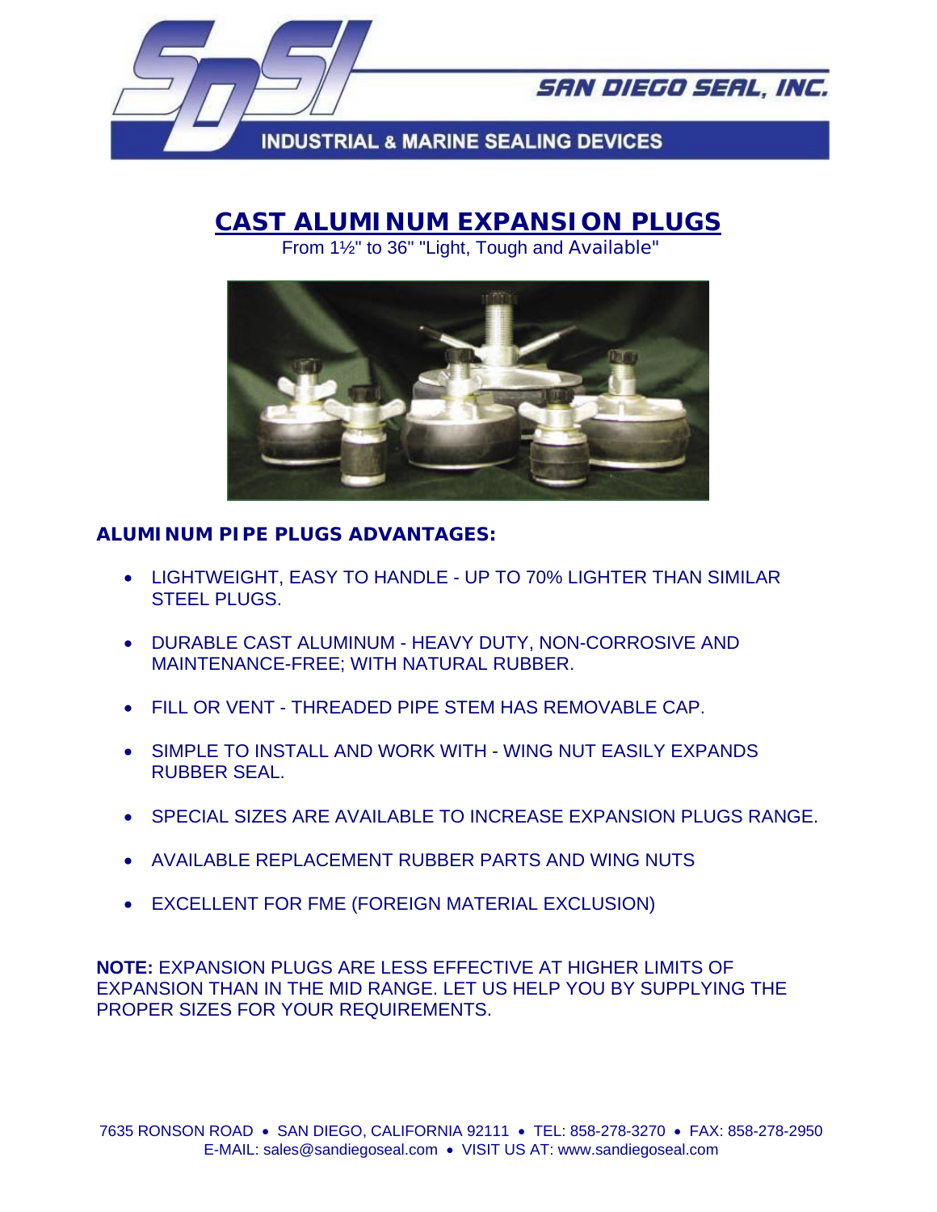SAN DIEGO SEAL, INC.

INDUSTRIAL & MARINE SEALING DEVICES

# CAST ALUMINUM EXPANSION PLUGS

From 1½" to 36" "Light, Tough and Available"

## ALUMINUM PIPE PLUGS ADVANTAGES:

- LIGHTWEIGHT, EASY TO HANDLE - UP TO 70% LIGHTER THAN SIMILAR STEEL PLUGS.
- DURABLE CAST ALUMINUM - HEAVY DUTY, NON-CORROSIVE AND MAINTENANCE-FREE; WITH NATURAL RUBBER.
- FILL OR VENT - THREADED PIPE STEM HAS REMOVABLE CAP.
- SIMPLE TO INSTALL AND WORK WITH - WING NUT EASILY EXPANDS RUBBER SEAL.
- SPECIAL SIZES ARE AVAILABLE TO INCREASE EXPANSION PLUGS RANGE.
- AVAILABLE REPLACEMENT RUBBER PARTS AND WING NUTS
- EXCELLENT FOR FME (FOREIGN MATERIAL EXCLUSION)

**NOTE:** EXPANSION PLUGS ARE LESS EFFECTIVE AT HIGHER LIMITS OF EXPANSION THAN IN THE MID RANGE. LET US HELP YOU BY SUPPLYING THE PROPER SIZES FOR YOUR REQUIREMENTS.

7635 RONSON ROAD • SAN DIEGO, CALIFORNIA 92111 • TEL: 858-278-3270 • FAX: 858-278-2950
E-MAIL: sales@sandiegoseal.com • VISIT US AT: www.sandiegoseal.com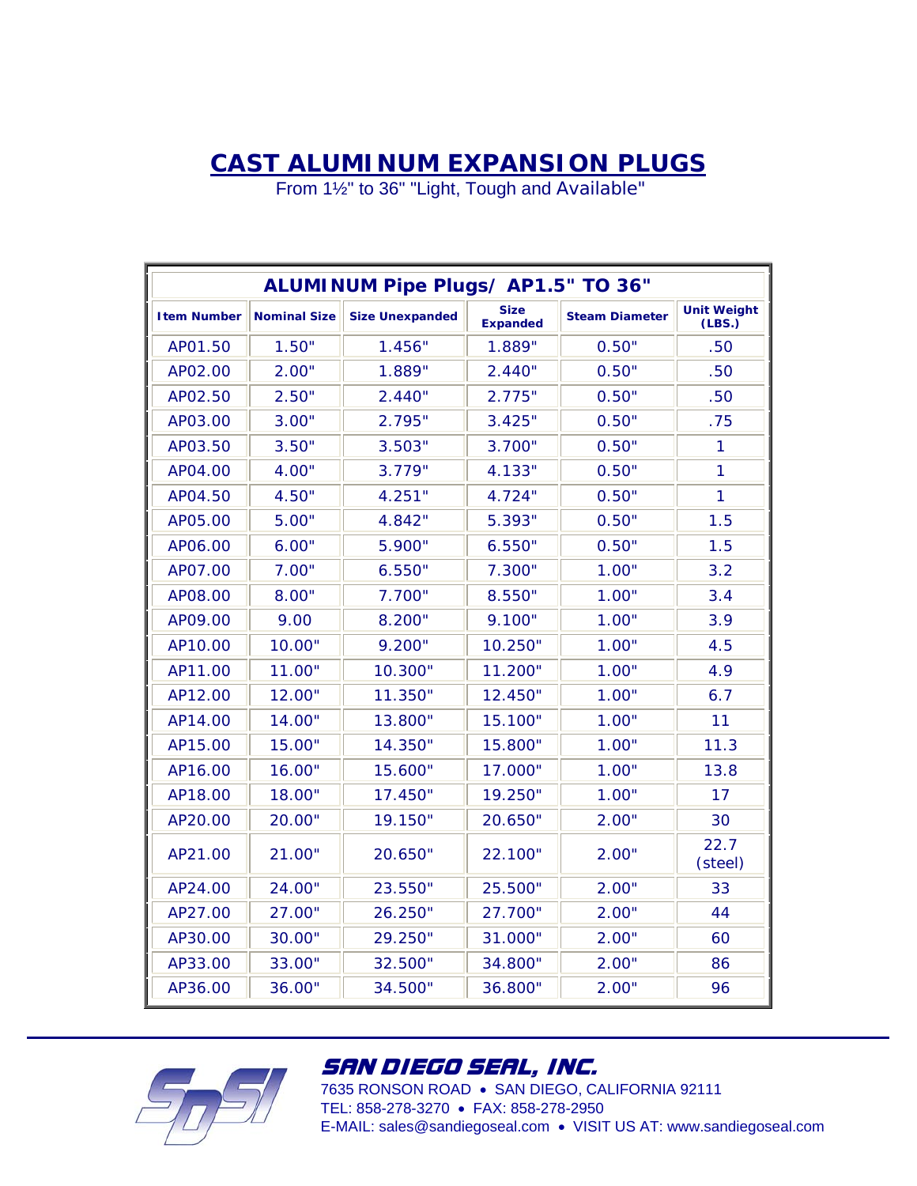# CAST ALUMINUM EXPANSION PLUGS

From 1½" to 36" "Light, Tough and Available"

| ALUMINUM Pipe Plugs/ AP1.5" TO 36" | | | | | |
|---|---|---|---|---|---|
| Item Number | Nominal Size | Size Unexpanded | Size Expanded | Steam Diameter | Unit Weight (LBS.) |
| AP01.50 | 1.50" | 1.456" | 1.889" | 0.50" | .50 |
| AP02.00 | 2.00" | 1.889" | 2.440" | 0.50" | .50 |
| AP02.50 | 2.50" | 2.440" | 2.775" | 0.50" | .50 |
| AP03.00 | 3.00" | 2.795" | 3.425" | 0.50" | .75 |
| AP03.50 | 3.50" | 3.503" | 3.700" | 0.50" | 1 |
| AP04.00 | 4.00" | 3.779" | 4.133" | 0.50" | 1 |
| AP04.50 | 4.50" | 4.251" | 4.724" | 0.50" | 1 |
| AP05.00 | 5.00" | 4.842" | 5.393" | 0.50" | 1.5 |
| AP06.00 | 6.00" | 5.900" | 6.550" | 0.50" | 1.5 |
| AP07.00 | 7.00" | 6.550" | 7.300" | 1.00" | 3.2 |
| AP08.00 | 8.00" | 7.700" | 8.550" | 1.00" | 3.4 |
| AP09.00 | 9.00 | 8.200" | 9.100" | 1.00" | 3.9 |
| AP10.00 | 10.00" | 9.200" | 10.250" | 1.00" | 4.5 |
| AP11.00 | 11.00" | 10.300" | 11.200" | 1.00" | 4.9 |
| AP12.00 | 12.00" | 11.350" | 12.450" | 1.00" | 6.7 |
| AP14.00 | 14.00" | 13.800" | 15.100" | 1.00" | 11 |
| AP15.00 | 15.00" | 14.350" | 15.800" | 1.00" | 11.3 |
| AP16.00 | 16.00" | 15.600" | 17.000" | 1.00" | 13.8 |
| AP18.00 | 18.00" | 17.450" | 19.250" | 1.00" | 17 |
| AP20.00 | 20.00" | 19.150" | 20.650" | 2.00" | 30 |
| AP21.00 | 21.00" | 20.650" | 22.100" | 2.00" | 22.7 (steel) |
| AP24.00 | 24.00" | 23.550" | 25.500" | 2.00" | 33 |
| AP27.00 | 27.00" | 26.250" | 27.700" | 2.00" | 44 |
| AP30.00 | 30.00" | 29.250" | 31.000" | 2.00" | 60 |
| AP33.00 | 33.00" | 32.500" | 34.800" | 2.00" | 86 |
| AP36.00 | 36.00" | 34.500" | 36.800" | 2.00" | 96 |

**SAN DIEGO SEAL, INC.**

7635 RONSON ROAD • SAN DIEGO, CALIFORNIA 92111

TEL: 858-278-3270 • FAX: 858-278-2950

E-MAIL: sales@sandiegoseal.com • VISIT US AT: www.sandiegoseal.com